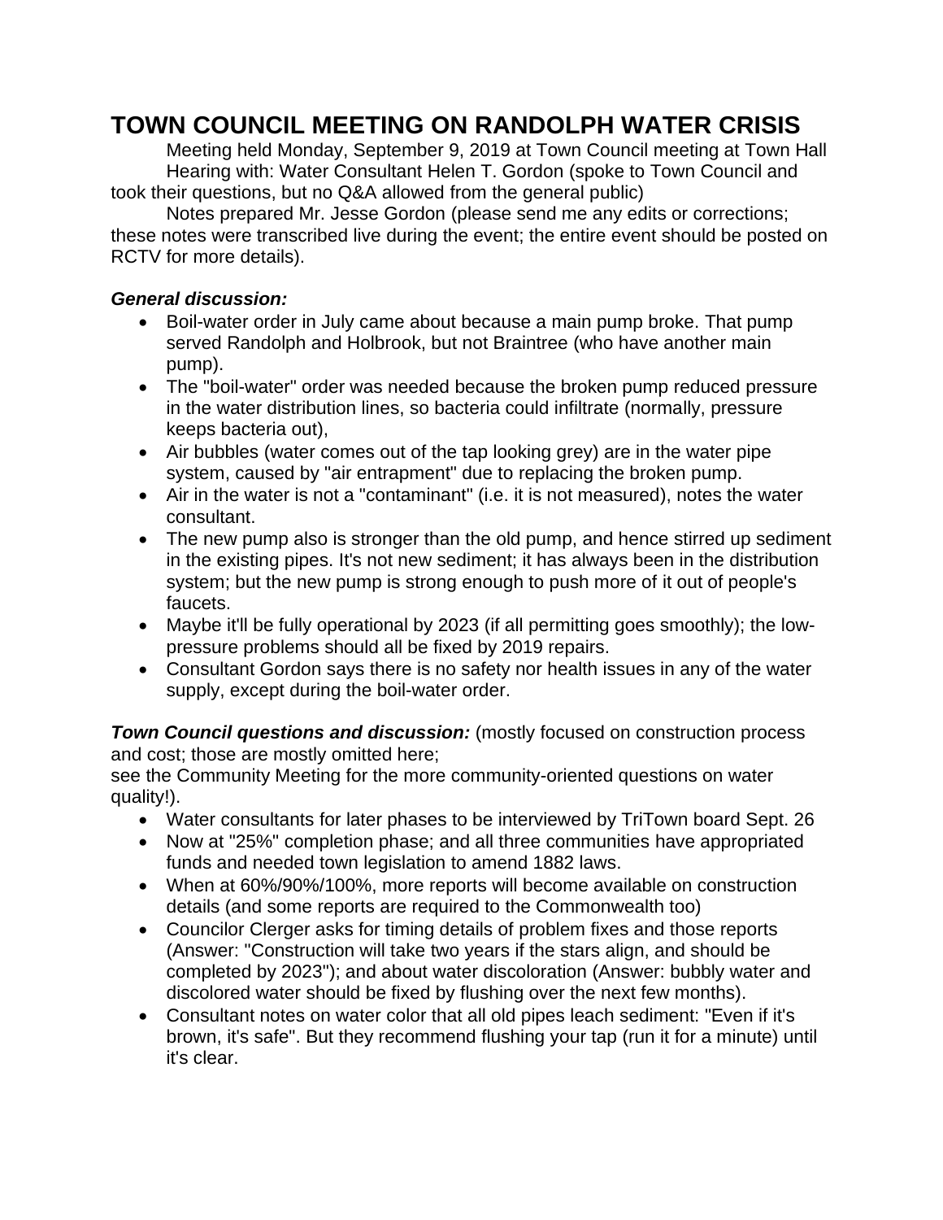# TOWN COUNCIL MEETING ON RANDOLPH WATER CRISIS

Meeting held Monday, September 9, 2019 at Town Council meeting at Town Hall

Hearing with: Water Consultant Helen T. Gordon (spoke to Town Council and took their questions, but no Q&A allowed from the general public)

Notes prepared Mr. Jesse Gordon (please send me any edits or corrections; these notes were transcribed live during the event; the entire event should be posted on RCTV for more details).

***General discussion:***

- Boil-water order in July came about because a main pump broke. That pump served Randolph and Holbrook, but not Braintree (who have another main pump).
- The "boil-water" order was needed because the broken pump reduced pressure in the water distribution lines, so bacteria could infiltrate (normally, pressure keeps bacteria out),
- Air bubbles (water comes out of the tap looking grey) are in the water pipe system, caused by "air entrapment" due to replacing the broken pump.
- Air in the water is not a "contaminant" (i.e. it is not measured), notes the water consultant.
- The new pump also is stronger than the old pump, and hence stirred up sediment in the existing pipes. It's not new sediment; it has always been in the distribution system; but the new pump is strong enough to push more of it out of people's faucets.
- Maybe it'll be fully operational by 2023 (if all permitting goes smoothly); the low-pressure problems should all be fixed by 2019 repairs.
- Consultant Gordon says there is no safety nor health issues in any of the water supply, except during the boil-water order.

***Town Council questions and discussion:*** (mostly focused on construction process and cost; those are mostly omitted here;
see the Community Meeting for the more community-oriented questions on water quality!).

- Water consultants for later phases to be interviewed by TriTown board Sept. 26
- Now at "25%" completion phase; and all three communities have appropriated funds and needed town legislation to amend 1882 laws.
- When at 60%/90%/100%, more reports will become available on construction details (and some reports are required to the Commonwealth too)
- Councilor Clerger asks for timing details of problem fixes and those reports (Answer: "Construction will take two years if the stars align, and should be completed by 2023"); and about water discoloration (Answer: bubbly water and discolored water should be fixed by flushing over the next few months).
- Consultant notes on water color that all old pipes leach sediment: "Even if it's brown, it's safe". But they recommend flushing your tap (run it for a minute) until it's clear.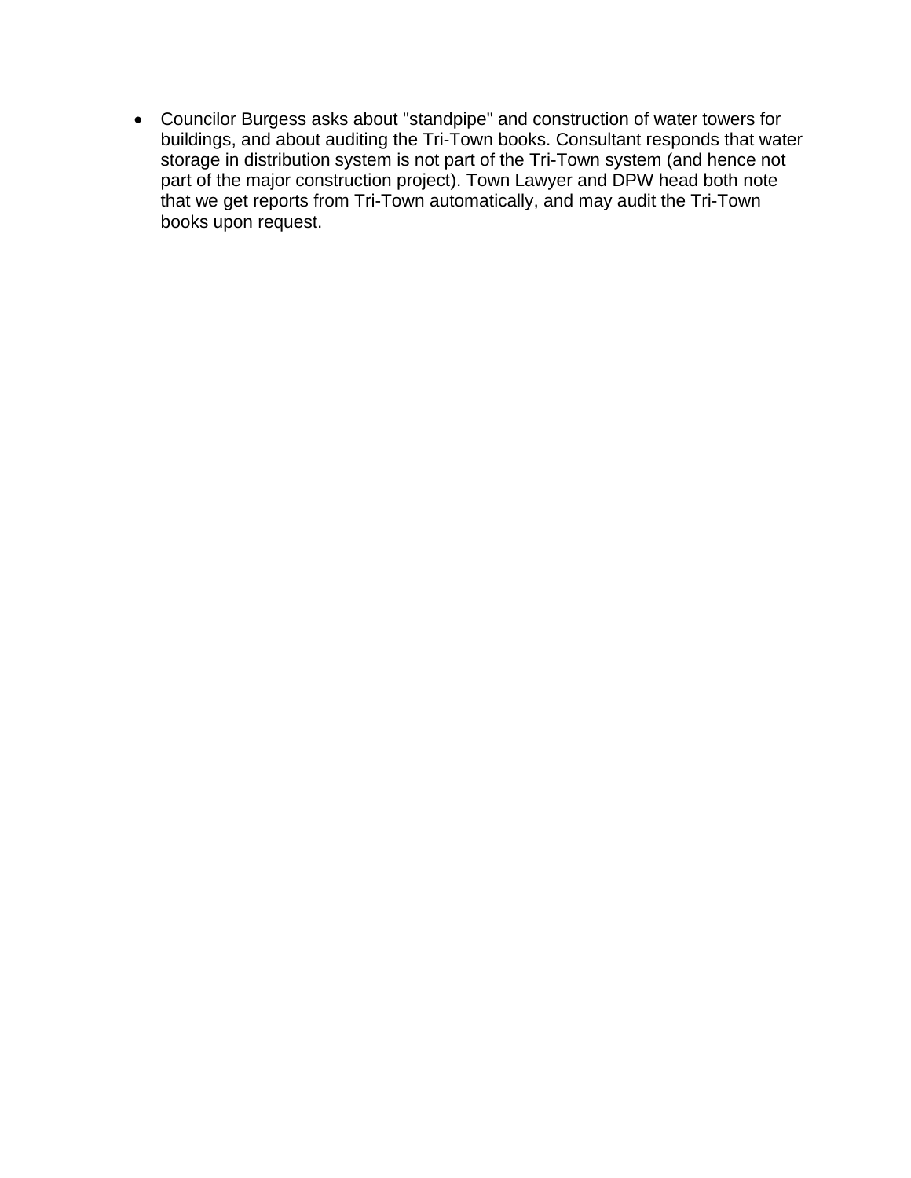- Councilor Burgess asks about "standpipe" and construction of water towers for buildings, and about auditing the Tri-Town books. Consultant responds that water storage in distribution system is not part of the Tri-Town system (and hence not part of the major construction project). Town Lawyer and DPW head both note that we get reports from Tri-Town automatically, and may audit the Tri-Town books upon request.